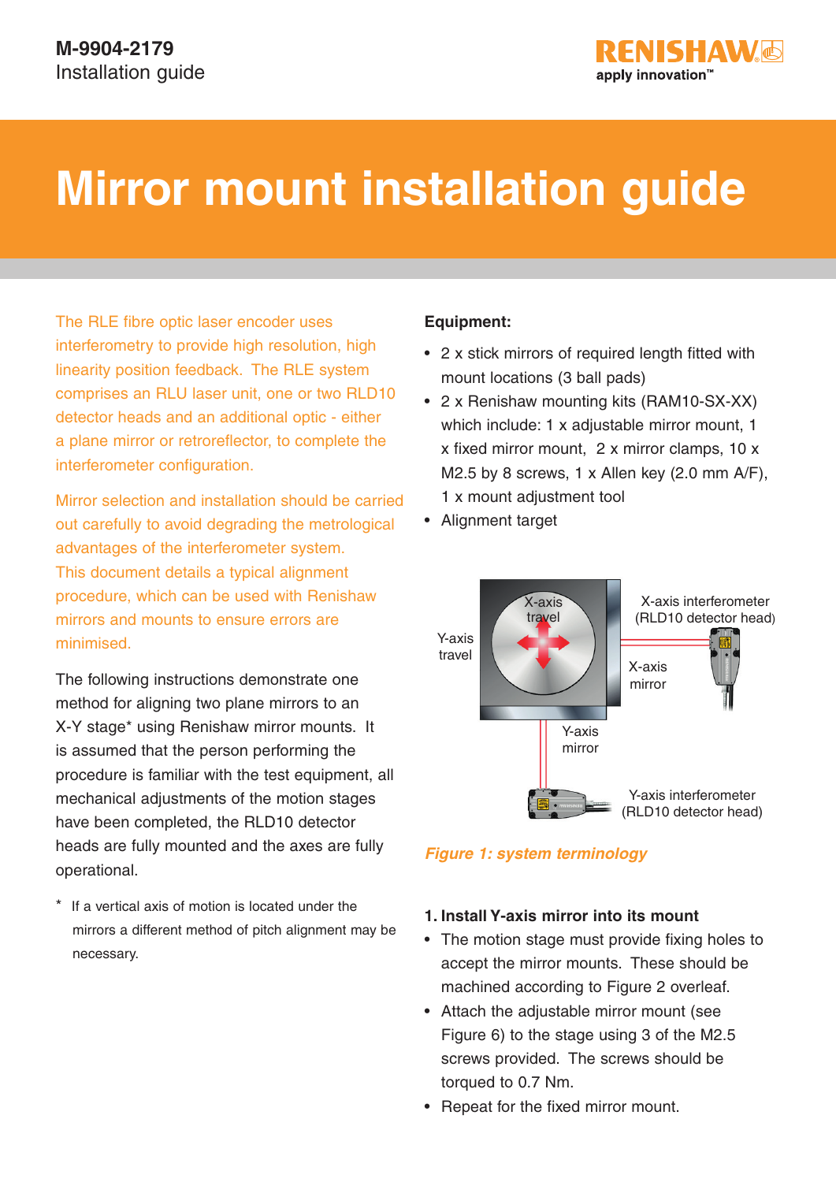M-9904-2179
Installation guide

# Mirror mount installation guide

The RLE fibre optic laser encoder uses interferometry to provide high resolution, high linearity position feedback. The RLE system comprises an RLU laser unit, one or two RLD10 detector heads and an additional optic - either a plane mirror or retroreflector, to complete the interferometer configuration.

Mirror selection and installation should be carried out carefully to avoid degrading the metrological advantages of the interferometer system. This document details a typical alignment procedure, which can be used with Renishaw mirrors and mounts to ensure errors are minimised.

The following instructions demonstrate one method for aligning two plane mirrors to an X-Y stage* using Renishaw mirror mounts. It is assumed that the person performing the procedure is familiar with the test equipment, all mechanical adjustments of the motion stages have been completed, the RLD10 detector heads are fully mounted and the axes are fully operational.

\* If a vertical axis of motion is located under the mirrors a different method of pitch alignment may be necessary.

**Equipment:**

- 2 x stick mirrors of required length fitted with mount locations (3 ball pads)
- 2 x Renishaw mounting kits (RAM10-SX-XX) which include: 1 x adjustable mirror mount, 1 x fixed mirror mount, 2 x mirror clamps, 10 x M2.5 by 8 screws, 1 x Allen key (2.0 mm A/F), 1 x mount adjustment tool
- Alignment target

X-axis travel

Y-axis travel

X-axis interferometer (RLD10 detector head)

X-axis mirror

Y-axis mirror

Y-axis interferometer (RLD10 detector head)

*Figure 1: system terminology*

**1. Install Y-axis mirror into its mount**

- The motion stage must provide fixing holes to accept the mirror mounts. These should be machined according to Figure 2 overleaf.
- Attach the adjustable mirror mount (see Figure 6) to the stage using 3 of the M2.5 screws provided. The screws should be torqued to 0.7 Nm.
- Repeat for the fixed mirror mount.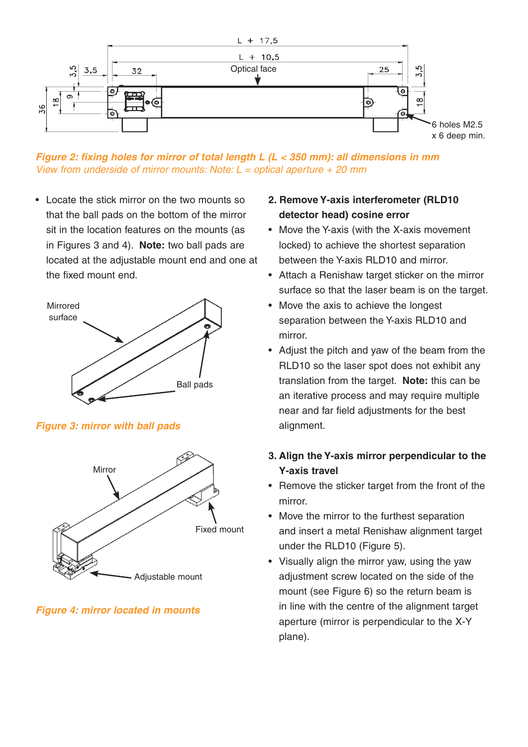*Figure 2: fixing holes for mirror of total length L (L < 350 mm): all dimensions in mm*
*View from underside of mirror mounts: Note: L = optical aperture + 20 mm*

- Locate the stick mirror on the two mounts so that the ball pads on the bottom of the mirror sit in the location features on the mounts (as in Figures 3 and 4). **Note:** two ball pads are located at the adjustable mount end and one at the fixed mount end.

*Figure 3: mirror with ball pads*

*Figure 4: mirror located in mounts*

**2. Remove Y-axis interferometer (RLD10 detector head) cosine error**

- Move the Y-axis (with the X-axis movement locked) to achieve the shortest separation between the Y-axis RLD10 and mirror.
- Attach a Renishaw target sticker on the mirror surface so that the laser beam is on the target.
- Move the axis to achieve the longest separation between the Y-axis RLD10 and mirror.
- Adjust the pitch and yaw of the beam from the RLD10 so the laser spot does not exhibit any translation from the target. **Note:** this can be an iterative process and may require multiple near and far field adjustments for the best alignment.

**3. Align the Y-axis mirror perpendicular to the Y-axis travel**

- Remove the sticker target from the front of the mirror.
- Move the mirror to the furthest separation and insert a metal Renishaw alignment target under the RLD10 (Figure 5).
- Visually align the mirror yaw, using the yaw adjustment screw located on the side of the mount (see Figure 6) so the return beam is in line with the centre of the alignment target aperture (mirror is perpendicular to the X-Y plane).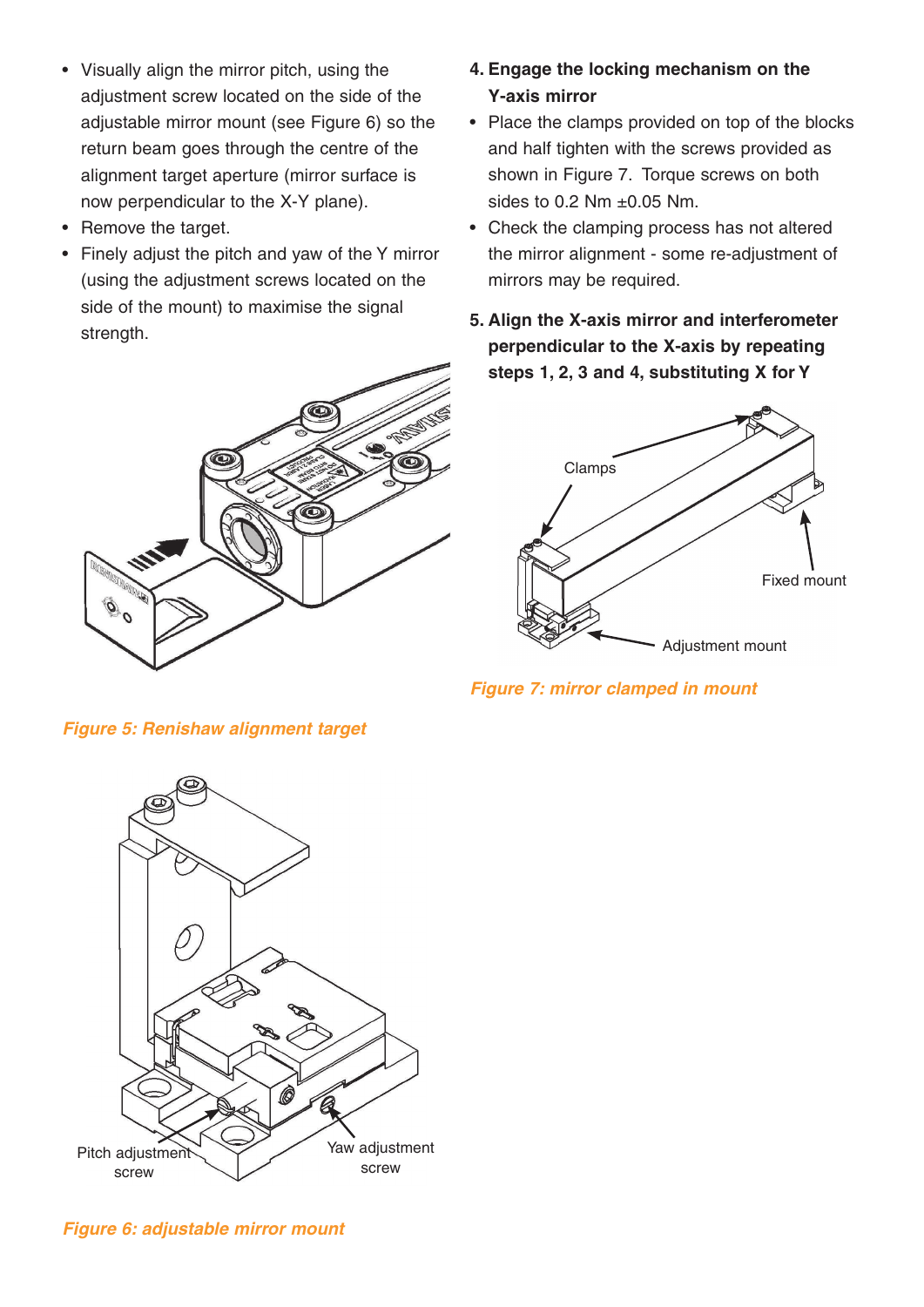- Visually align the mirror pitch, using the adjustment screw located on the side of the adjustable mirror mount (see Figure 6) so the return beam goes through the centre of the alignment target aperture (mirror surface is now perpendicular to the X-Y plane).
- Remove the target.
- Finely adjust the pitch and yaw of the Y mirror (using the adjustment screws located on the side of the mount) to maximise the signal strength.

*Figure 5: Renishaw alignment target*

*Figure 6: adjustable mirror mount*

**4. Engage the locking mechanism on the Y-axis mirror**

- Place the clamps provided on top of the blocks and half tighten with the screws provided as shown in Figure 7. Torque screws on both sides to 0.2 Nm ±0.05 Nm.
- Check the clamping process has not altered the mirror alignment - some re-adjustment of mirrors may be required.

**5. Align the X-axis mirror and interferometer perpendicular to the X-axis by repeating steps 1, 2, 3 and 4, substituting X for Y**

*Figure 7: mirror clamped in mount*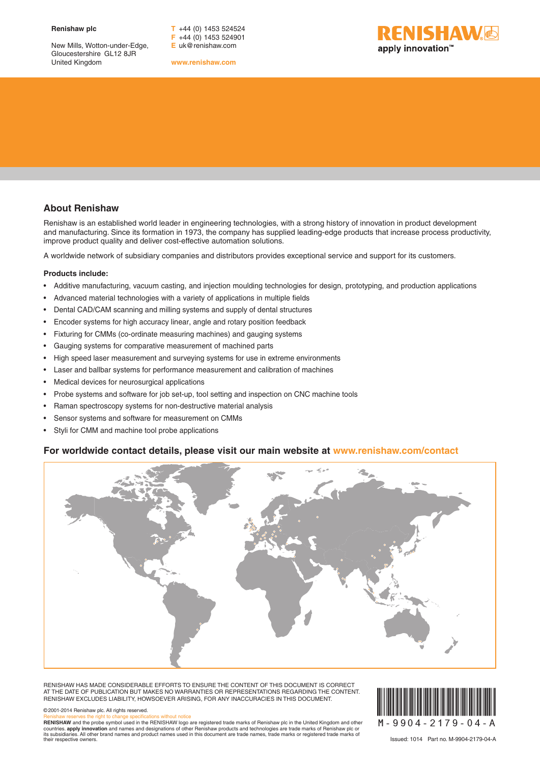**Renishaw plc**

New Mills, Wotton-under-Edge,
Gloucestershire GL12 8JR
United Kingdom

**T** +44 (0) 1453 524524
**F** +44 (0) 1453 524901
**E** uk@renishaw.com

www.renishaw.com

RENISHAW
apply innovation™

## About Renishaw

Renishaw is an established world leader in engineering technologies, with a strong history of innovation in product development and manufacturing. Since its formation in 1973, the company has supplied leading-edge products that increase process productivity, improve product quality and deliver cost-effective automation solutions.

A worldwide network of subsidiary companies and distributors provides exceptional service and support for its customers.

**Products include:**

- Additive manufacturing, vacuum casting, and injection moulding technologies for design, prototyping, and production applications
- Advanced material technologies with a variety of applications in multiple fields
- Dental CAD/CAM scanning and milling systems and supply of dental structures
- Encoder systems for high accuracy linear, angle and rotary position feedback
- Fixturing for CMMs (co-ordinate measuring machines) and gauging systems
- Gauging systems for comparative measurement of machined parts
- High speed laser measurement and surveying systems for use in extreme environments
- Laser and ballbar systems for performance measurement and calibration of machines
- Medical devices for neurosurgical applications
- Probe systems and software for job set-up, tool setting and inspection on CNC machine tools
- Raman spectroscopy systems for non-destructive material analysis
- Sensor systems and software for measurement on CMMs
- Styli for CMM and machine tool probe applications

### For worldwide contact details, please visit our main website at www.renishaw.com/contact

RENISHAW HAS MADE CONSIDERABLE EFFORTS TO ENSURE THE CONTENT OF THIS DOCUMENT IS CORRECT AT THE DATE OF PUBLICATION BUT MAKES NO WARRANTIES OR REPRESENTATIONS REGARDING THE CONTENT. RENISHAW EXCLUDES LIABILITY, HOWSOEVER ARISING, FOR ANY INACCURACIES IN THIS DOCUMENT.

©2001-2014 Renishaw plc. All rights reserved.
Renishaw reserves the right to change specifications without notice
**RENISHAW** and the probe symbol used in the RENISHAW logo are registered trade marks of Renishaw plc in the United Kingdom and other countries. **apply innovation** and names and designations of other Renishaw products and technologies are trade marks of Renishaw plc or its subsidiaries. All other brand names and product names used in this document are trade names, trade marks or registered trade marks of their respective owners.

M-9904-2179-04-A

Issued: 1014 Part no. M-9904-2179-04-A